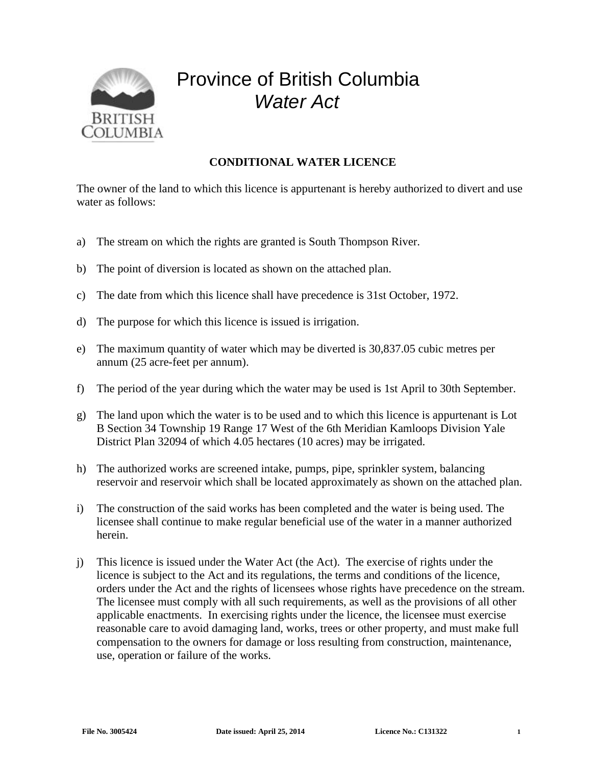# Province of British Columbia
## *Water Act*

**CONDITIONAL WATER LICENCE**

The owner of the land to which this licence is appurtenant is hereby authorized to divert and use water as follows:

a) The stream on which the rights are granted is South Thompson River.

b) The point of diversion is located as shown on the attached plan.

c) The date from which this licence shall have precedence is 31st October, 1972.

d) The purpose for which this licence is issued is irrigation.

e) The maximum quantity of water which may be diverted is 30,837.05 cubic metres per annum (25 acre-feet per annum).

f) The period of the year during which the water may be used is 1st April to 30th September.

g) The land upon which the water is to be used and to which this licence is appurtenant is Lot B Section 34 Township 19 Range 17 West of the 6th Meridian Kamloops Division Yale District Plan 32094 of which 4.05 hectares (10 acres) may be irrigated.

h) The authorized works are screened intake, pumps, pipe, sprinkler system, balancing reservoir and reservoir which shall be located approximately as shown on the attached plan.

i) The construction of the said works has been completed and the water is being used. The licensee shall continue to make regular beneficial use of the water in a manner authorized herein.

j) This licence is issued under the Water Act (the Act). The exercise of rights under the licence is subject to the Act and its regulations, the terms and conditions of the licence, orders under the Act and the rights of licensees whose rights have precedence on the stream. The licensee must comply with all such requirements, as well as the provisions of all other applicable enactments. In exercising rights under the licence, the licensee must exercise reasonable care to avoid damaging land, works, trees or other property, and must make full compensation to the owners for damage or loss resulting from construction, maintenance, use, operation or failure of the works.

**File No. 3005424** **Date issued: April 25, 2014** **Licence No.: C131322**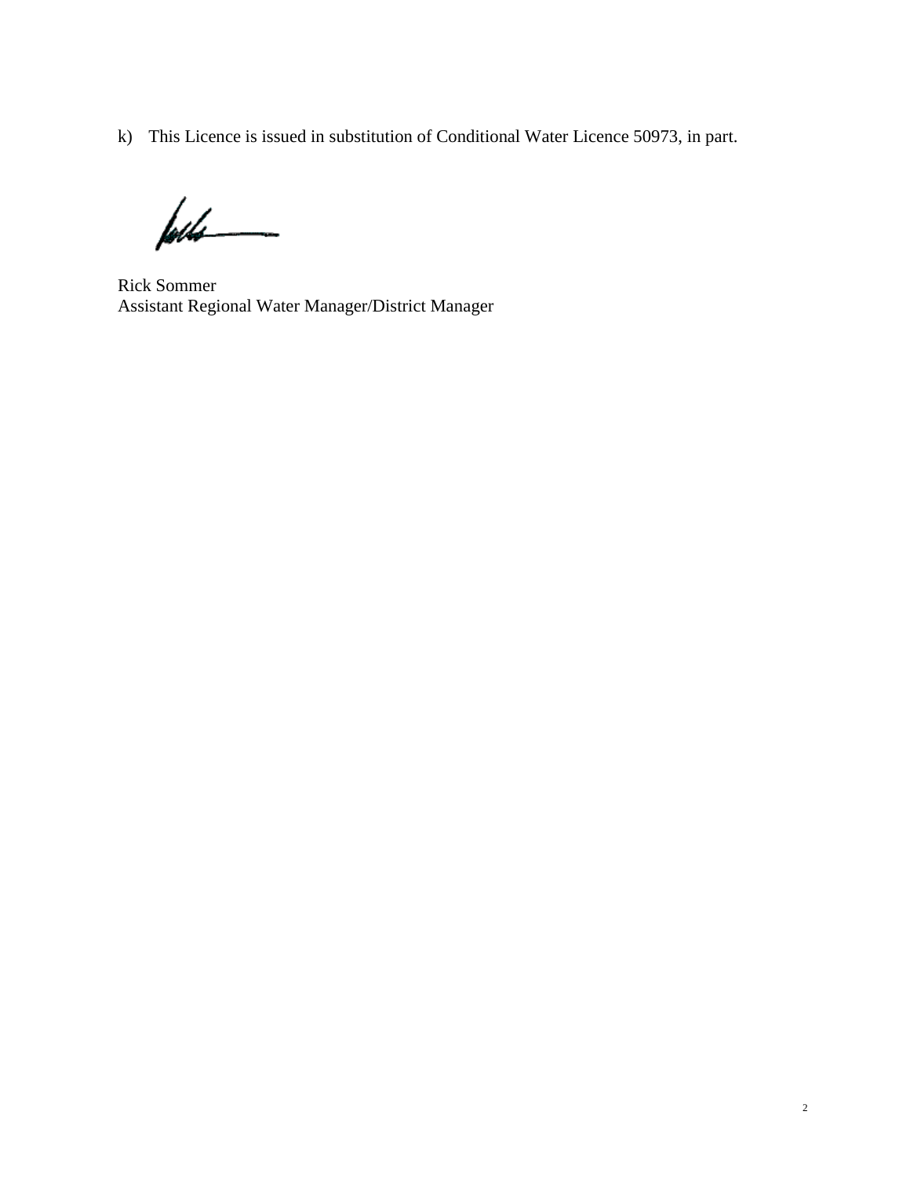k) This Licence is issued in substitution of Conditional Water Licence 50973, in part.

Rick Sommer
Assistant Regional Water Manager/District Manager